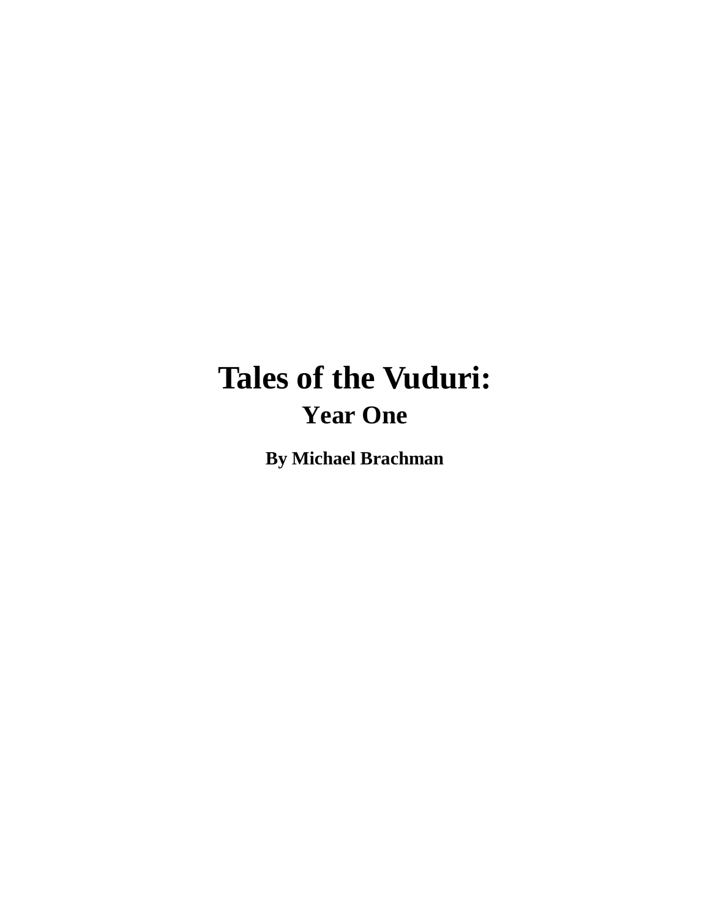# Tales of the Vuduri:

## Year One

**By Michael Brachman**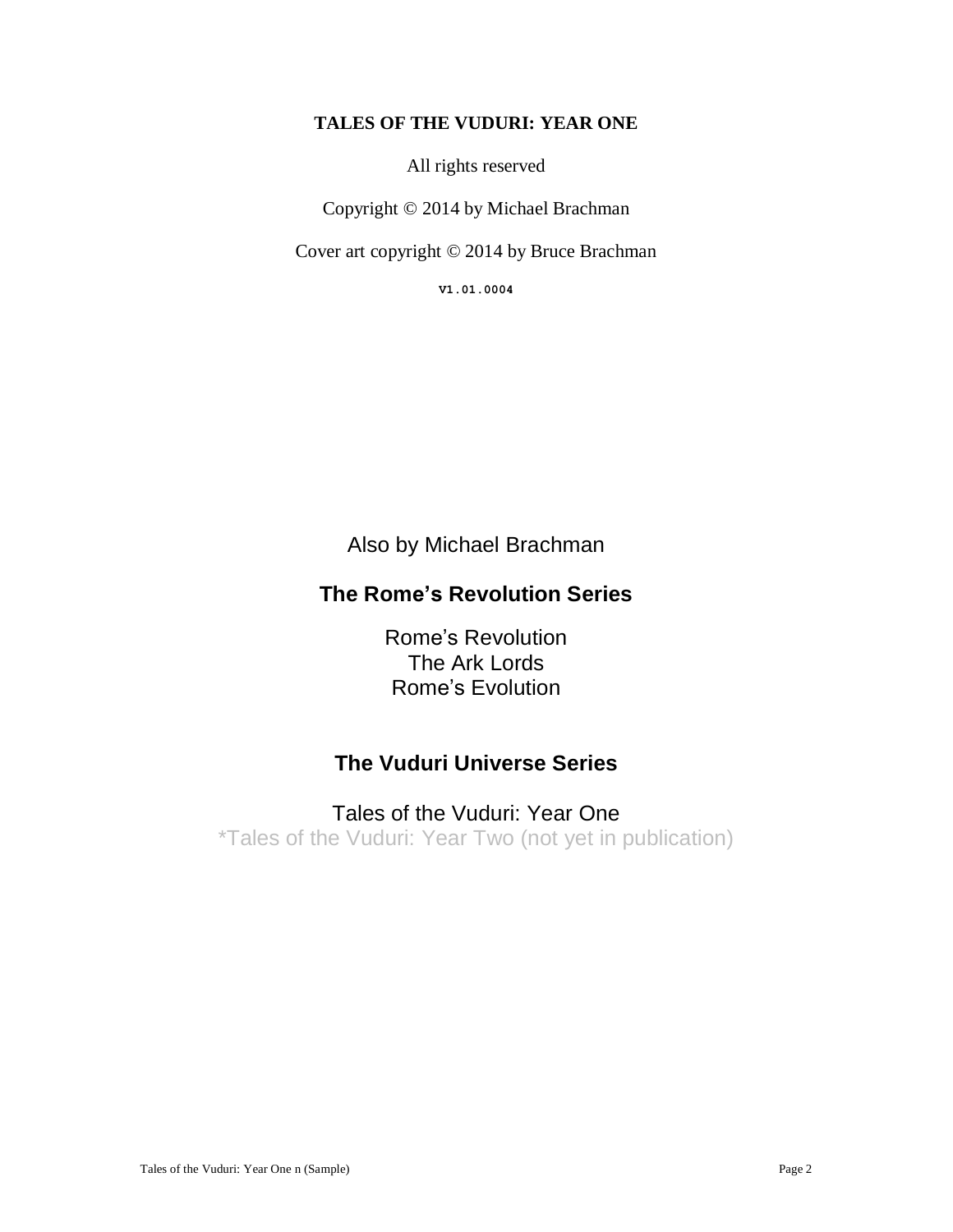**TALES OF THE VUDURI: YEAR ONE**

All rights reserved

Copyright © 2014 by Michael Brachman

Cover art copyright © 2014 by Bruce Brachman

**V1.01.0004**

Also by Michael Brachman

**The Rome's Revolution Series**

Rome's Revolution
The Ark Lords
Rome's Evolution

**The Vuduri Universe Series**

Tales of the Vuduri: Year One
*Tales of the Vuduri: Year Two (not yet in publication)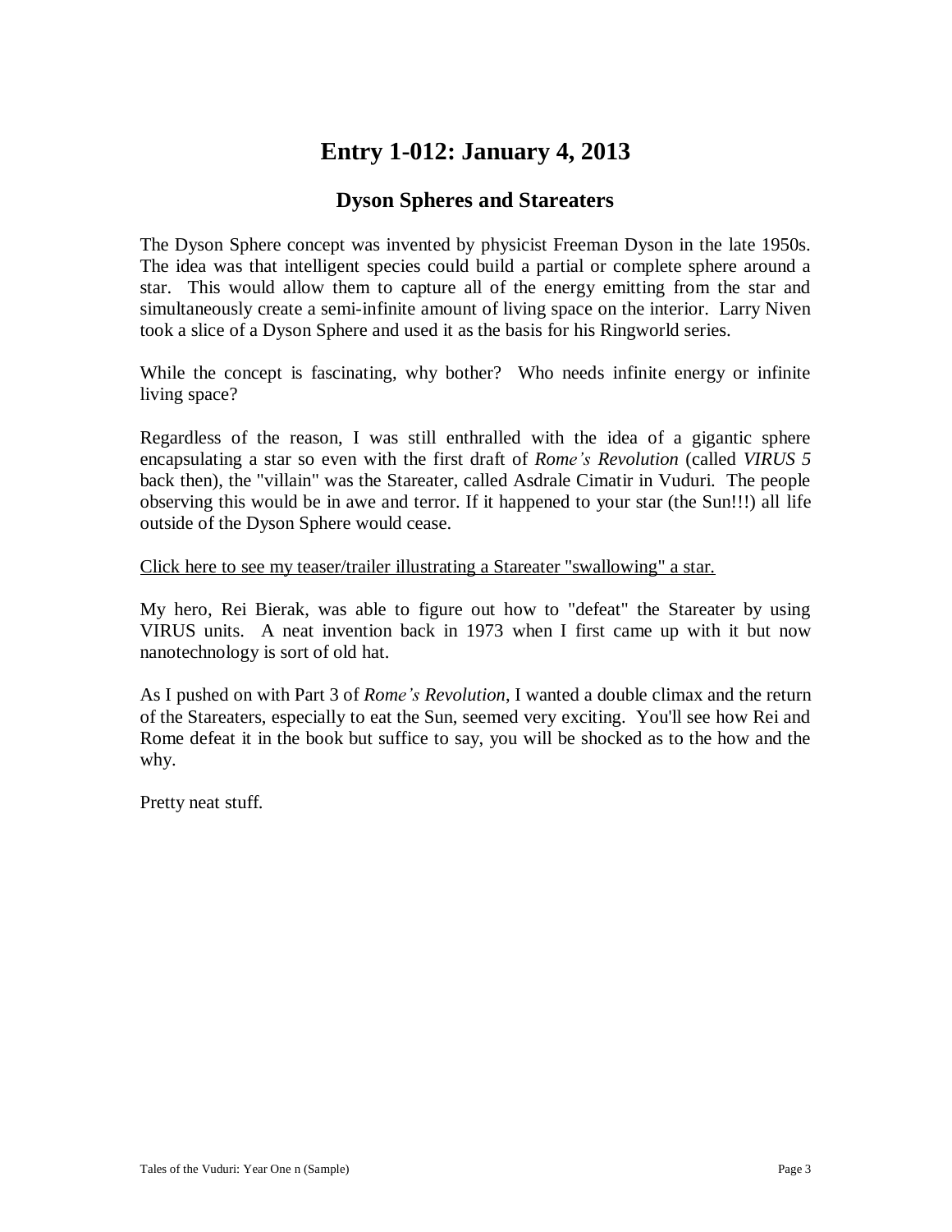# Entry 1-012: January 4, 2013

## Dyson Spheres and Stareaters

The Dyson Sphere concept was invented by physicist Freeman Dyson in the late 1950s. The idea was that intelligent species could build a partial or complete sphere around a star. This would allow them to capture all of the energy emitting from the star and simultaneously create a semi-infinite amount of living space on the interior. Larry Niven took a slice of a Dyson Sphere and used it as the basis for his Ringworld series.

While the concept is fascinating, why bother? Who needs infinite energy or infinite living space?

Regardless of the reason, I was still enthralled with the idea of a gigantic sphere encapsulating a star so even with the first draft of *Rome's Revolution* (called *VIRUS 5* back then), the "villain" was the Stareater, called Asdrale Cimatir in Vuduri. The people observing this would be in awe and terror. If it happened to your star (the Sun!!!) all life outside of the Dyson Sphere would cease.

Click here to see my teaser/trailer illustrating a Stareater "swallowing" a star.

My hero, Rei Bierak, was able to figure out how to "defeat" the Stareater by using VIRUS units. A neat invention back in 1973 when I first came up with it but now nanotechnology is sort of old hat.

As I pushed on with Part 3 of *Rome's Revolution*, I wanted a double climax and the return of the Stareaters, especially to eat the Sun, seemed very exciting. You'll see how Rei and Rome defeat it in the book but suffice to say, you will be shocked as to the how and the why.

Pretty neat stuff.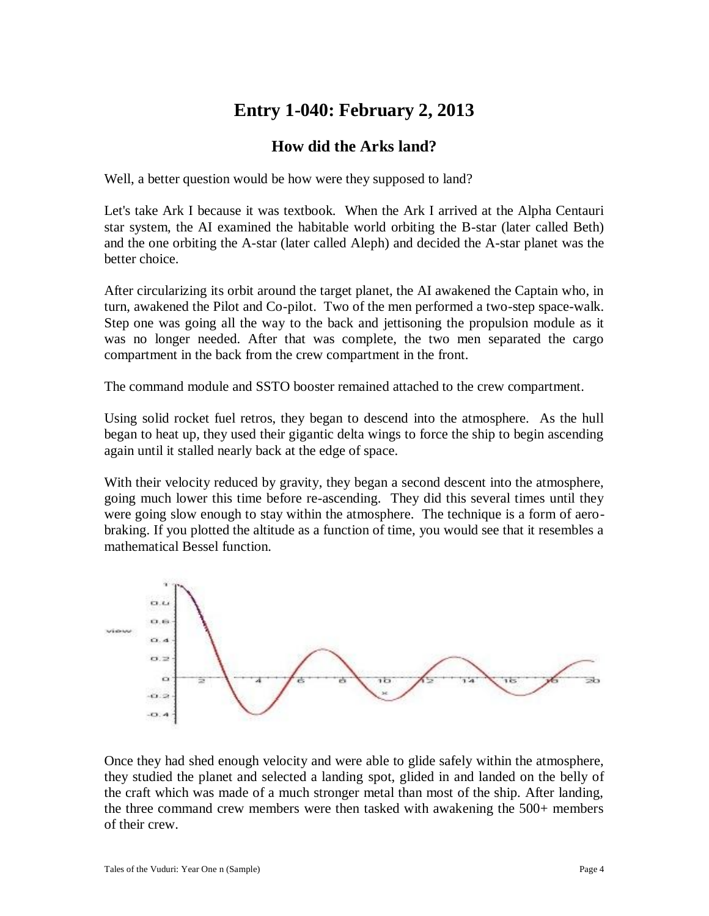# Entry 1-040: February 2, 2013

## How did the Arks land?

Well, a better question would be how were they supposed to land?

Let's take Ark I because it was textbook. When the Ark I arrived at the Alpha Centauri star system, the AI examined the habitable world orbiting the B-star (later called Beth) and the one orbiting the A-star (later called Aleph) and decided the A-star planet was the better choice.

After circularizing its orbit around the target planet, the AI awakened the Captain who, in turn, awakened the Pilot and Co-pilot. Two of the men performed a two-step space-walk. Step one was going all the way to the back and jettisoning the propulsion module as it was no longer needed. After that was complete, the two men separated the cargo compartment in the back from the crew compartment in the front.

The command module and SSTO booster remained attached to the crew compartment.

Using solid rocket fuel retros, they began to descend into the atmosphere. As the hull began to heat up, they used their gigantic delta wings to force the ship to begin ascending again until it stalled nearly back at the edge of space.

With their velocity reduced by gravity, they began a second descent into the atmosphere, going much lower this time before re-ascending. They did this several times until they were going slow enough to stay within the atmosphere. The technique is a form of aero-braking. If you plotted the altitude as a function of time, you would see that it resembles a mathematical Bessel function.

Once they had shed enough velocity and were able to glide safely within the atmosphere, they studied the planet and selected a landing spot, glided in and landed on the belly of the craft which was made of a much stronger metal than most of the ship. After landing, the three command crew members were then tasked with awakening the 500+ members of their crew.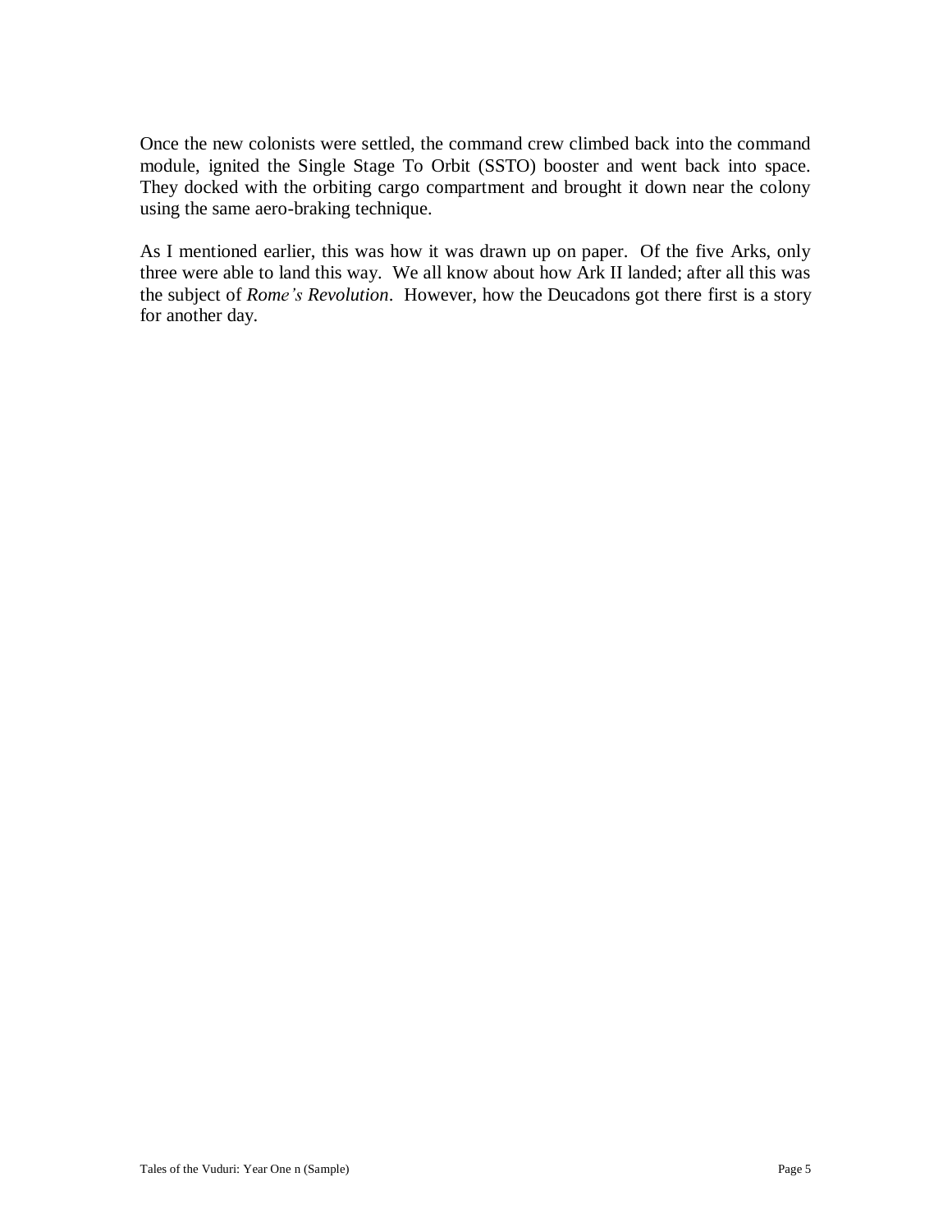Once the new colonists were settled, the command crew climbed back into the command module, ignited the Single Stage To Orbit (SSTO) booster and went back into space. They docked with the orbiting cargo compartment and brought it down near the colony using the same aero-braking technique.

As I mentioned earlier, this was how it was drawn up on paper. Of the five Arks, only three were able to land this way. We all know about how Ark II landed; after all this was the subject of *Rome's Revolution*. However, how the Deucadons got there first is a story for another day.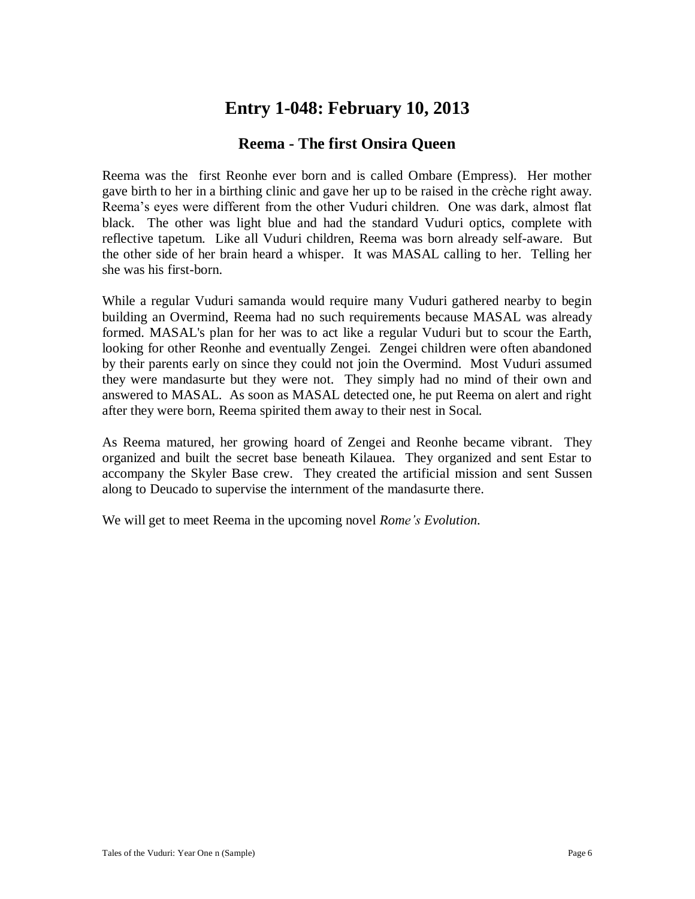# Entry 1-048: February 10, 2013

## Reema - The first Onsira Queen

Reema was the first Reonhe ever born and is called Ombare (Empress). Her mother gave birth to her in a birthing clinic and gave her up to be raised in the crèche right away. Reema's eyes were different from the other Vuduri children. One was dark, almost flat black. The other was light blue and had the standard Vuduri optics, complete with reflective tapetum. Like all Vuduri children, Reema was born already self-aware. But the other side of her brain heard a whisper. It was MASAL calling to her. Telling her she was his first-born.

While a regular Vuduri samanda would require many Vuduri gathered nearby to begin building an Overmind, Reema had no such requirements because MASAL was already formed. MASAL's plan for her was to act like a regular Vuduri but to scour the Earth, looking for other Reonhe and eventually Zengei. Zengei children were often abandoned by their parents early on since they could not join the Overmind. Most Vuduri assumed they were mandasurte but they were not. They simply had no mind of their own and answered to MASAL. As soon as MASAL detected one, he put Reema on alert and right after they were born, Reema spirited them away to their nest in Socal.

As Reema matured, her growing hoard of Zengei and Reonhe became vibrant. They organized and built the secret base beneath Kilauea. They organized and sent Estar to accompany the Skyler Base crew. They created the artificial mission and sent Sussen along to Deucado to supervise the internment of the mandasurte there.

We will get to meet Reema in the upcoming novel *Rome's Evolution.*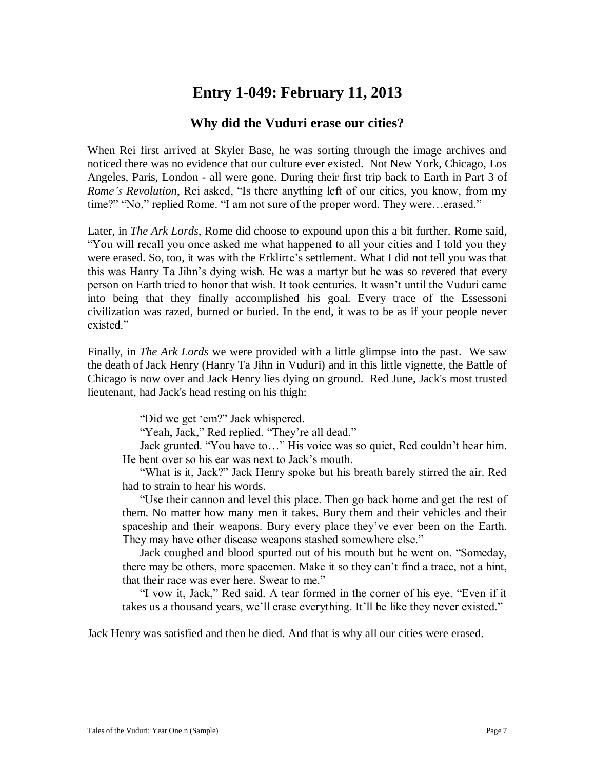# Entry 1-049: February 11, 2013

## Why did the Vuduri erase our cities?

When Rei first arrived at Skyler Base, he was sorting through the image archives and noticed there was no evidence that our culture ever existed. Not New York, Chicago, Los Angeles, Paris, London - all were gone. During their first trip back to Earth in Part 3 of *Rome's Revolution*, Rei asked, "Is there anything left of our cities, you know, from my time?" "No," replied Rome. "I am not sure of the proper word. They were…erased."

Later, in *The Ark Lords*, Rome did choose to expound upon this a bit further. Rome said, "You will recall you once asked me what happened to all your cities and I told you they were erased. So, too, it was with the Erklirte's settlement. What I did not tell you was that this was Hanry Ta Jihn's dying wish. He was a martyr but he was so revered that every person on Earth tried to honor that wish. It took centuries. It wasn't until the Vuduri came into being that they finally accomplished his goal. Every trace of the Essessoni civilization was razed, burned or buried. In the end, it was to be as if your people never existed."

Finally, in *The Ark Lords* we were provided with a little glimpse into the past. We saw the death of Jack Henry (Hanry Ta Jihn in Vuduri) and in this little vignette, the Battle of Chicago is now over and Jack Henry lies dying on ground. Red June, Jack's most trusted lieutenant, had Jack's head resting on his thigh:

> "Did we get 'em?" Jack whispered.
>
> "Yeah, Jack," Red replied. "They're all dead."
>
> Jack grunted. "You have to…" His voice was so quiet, Red couldn't hear him. He bent over so his ear was next to Jack's mouth.
>
> "What is it, Jack?" Jack Henry spoke but his breath barely stirred the air. Red had to strain to hear his words.
>
> "Use their cannon and level this place. Then go back home and get the rest of them. No matter how many men it takes. Bury them and their vehicles and their spaceship and their weapons. Bury every place they've ever been on the Earth. They may have other disease weapons stashed somewhere else."
>
> Jack coughed and blood spurted out of his mouth but he went on. "Someday, there may be others, more spacemen. Make it so they can't find a trace, not a hint, that their race was ever here. Swear to me."
>
> "I vow it, Jack," Red said. A tear formed in the corner of his eye. "Even if it takes us a thousand years, we'll erase everything. It'll be like they never existed."

Jack Henry was satisfied and then he died. And that is why all our cities were erased.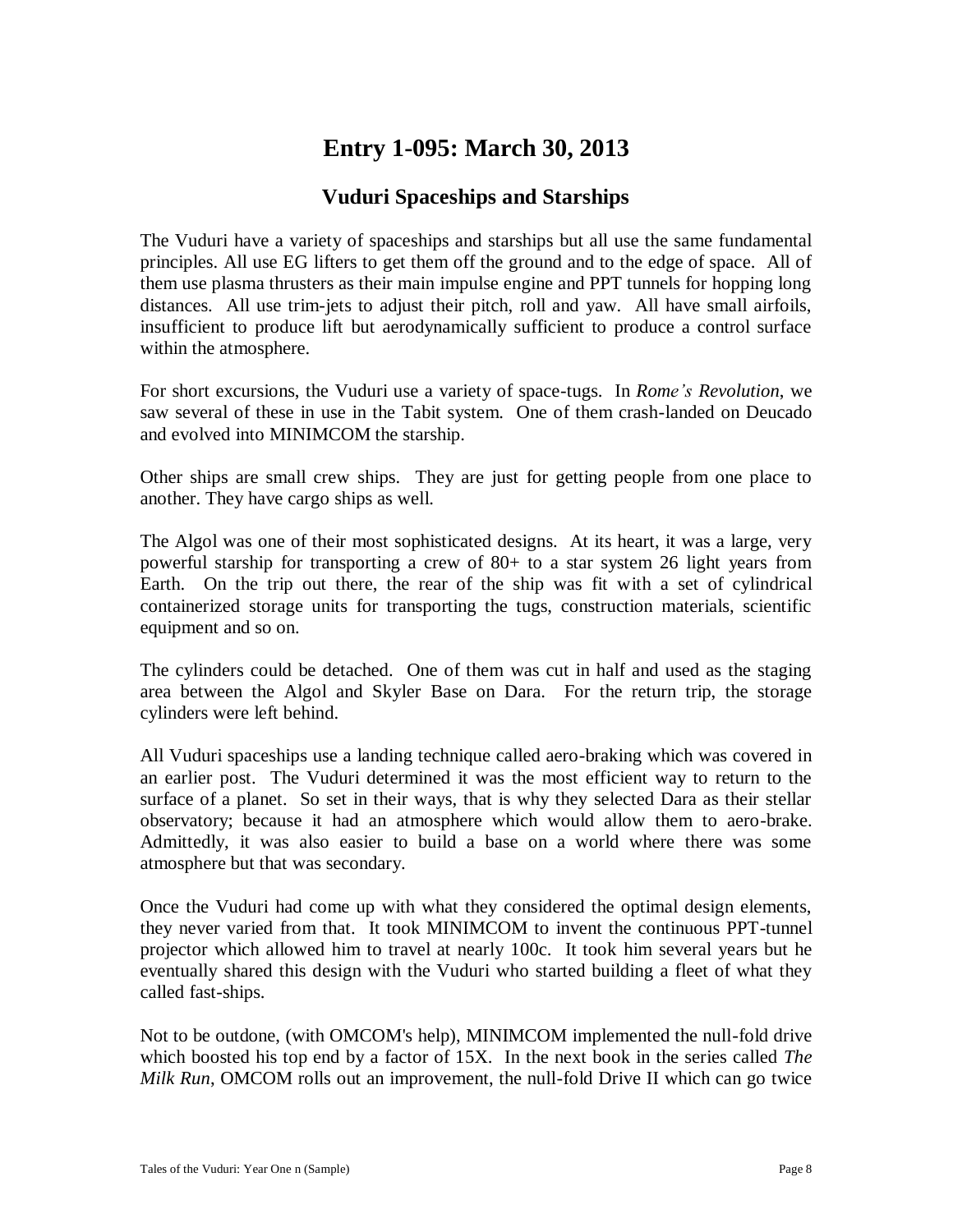# Entry 1-095: March 30, 2013

## Vuduri Spaceships and Starships

The Vuduri have a variety of spaceships and starships but all use the same fundamental principles. All use EG lifters to get them off the ground and to the edge of space. All of them use plasma thrusters as their main impulse engine and PPT tunnels for hopping long distances. All use trim-jets to adjust their pitch, roll and yaw. All have small airfoils, insufficient to produce lift but aerodynamically sufficient to produce a control surface within the atmosphere.

For short excursions, the Vuduri use a variety of space-tugs. In *Rome's Revolution*, we saw several of these in use in the Tabit system. One of them crash-landed on Deucado and evolved into MINIMCOM the starship.

Other ships are small crew ships. They are just for getting people from one place to another. They have cargo ships as well.

The Algol was one of their most sophisticated designs. At its heart, it was a large, very powerful starship for transporting a crew of 80+ to a star system 26 light years from Earth. On the trip out there, the rear of the ship was fit with a set of cylindrical containerized storage units for transporting the tugs, construction materials, scientific equipment and so on.

The cylinders could be detached. One of them was cut in half and used as the staging area between the Algol and Skyler Base on Dara. For the return trip, the storage cylinders were left behind.

All Vuduri spaceships use a landing technique called aero-braking which was covered in an earlier post. The Vuduri determined it was the most efficient way to return to the surface of a planet. So set in their ways, that is why they selected Dara as their stellar observatory; because it had an atmosphere which would allow them to aero-brake. Admittedly, it was also easier to build a base on a world where there was some atmosphere but that was secondary.

Once the Vuduri had come up with what they considered the optimal design elements, they never varied from that. It took MINIMCOM to invent the continuous PPT-tunnel projector which allowed him to travel at nearly 100c. It took him several years but he eventually shared this design with the Vuduri who started building a fleet of what they called fast-ships.

Not to be outdone, (with OMCOM's help), MINIMCOM implemented the null-fold drive which boosted his top end by a factor of 15X. In the next book in the series called *The Milk Run*, OMCOM rolls out an improvement, the null-fold Drive II which can go twice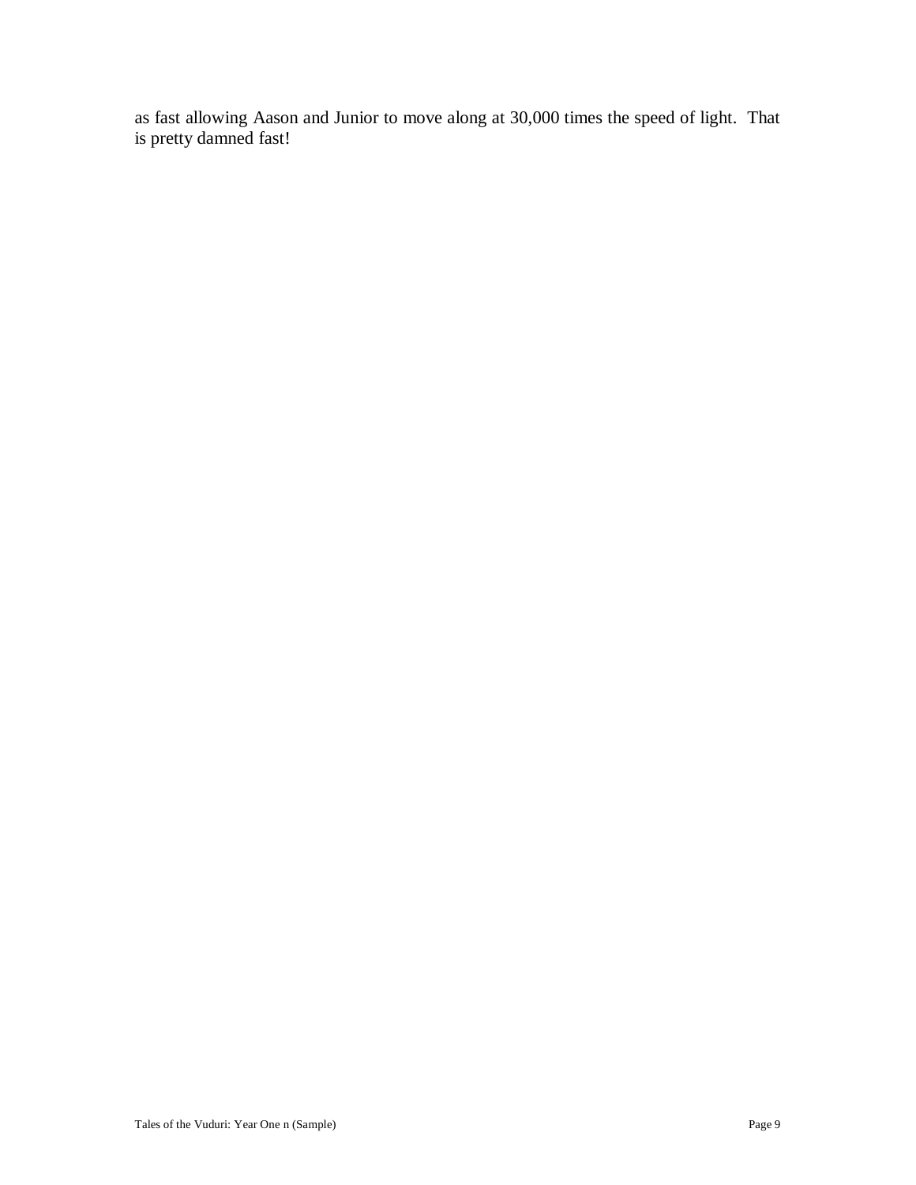as fast allowing Aason and Junior to move along at 30,000 times the speed of light. That is pretty damned fast!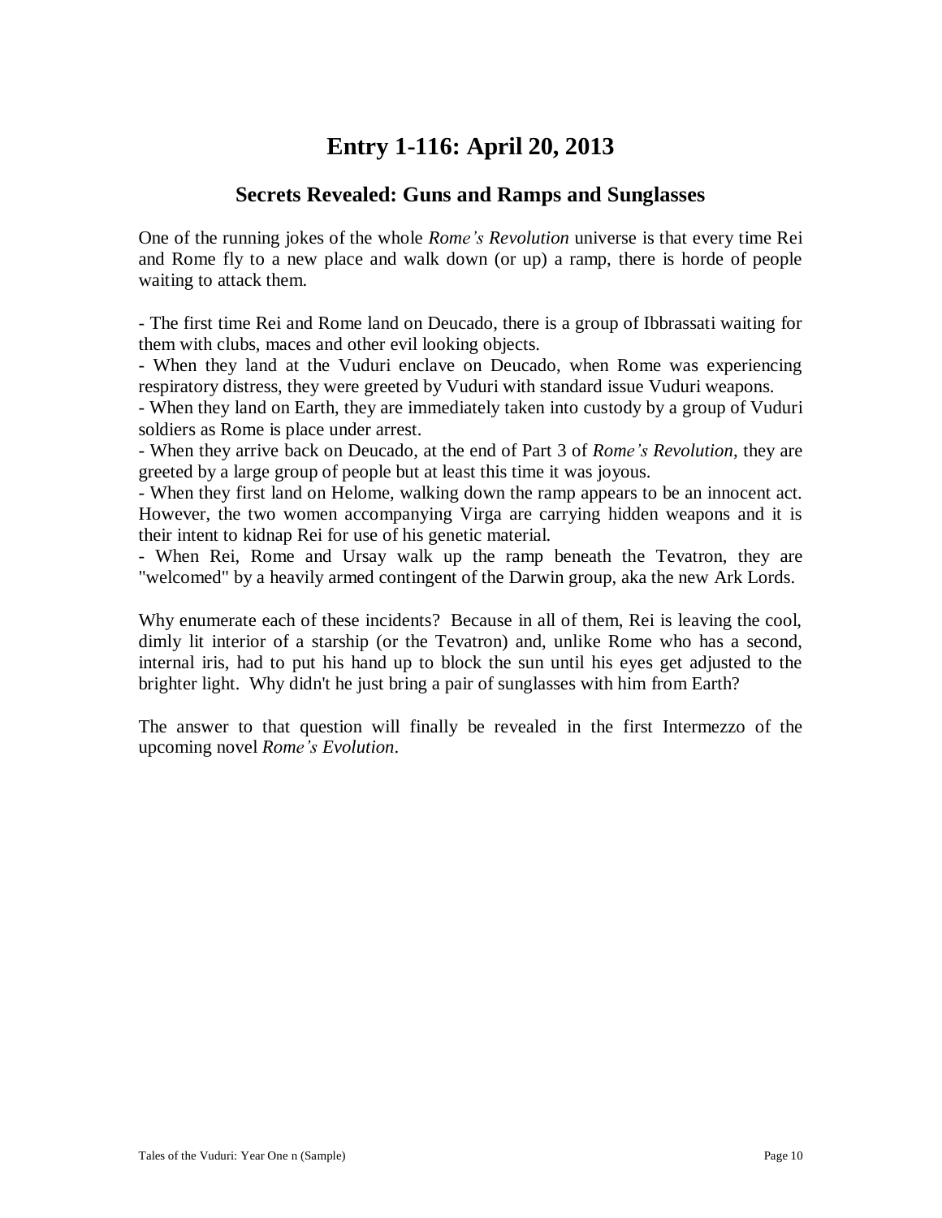# Entry 1-116: April 20, 2013

## Secrets Revealed: Guns and Ramps and Sunglasses

One of the running jokes of the whole *Rome's Revolution* universe is that every time Rei and Rome fly to a new place and walk down (or up) a ramp, there is horde of people waiting to attack them.

- The first time Rei and Rome land on Deucado, there is a group of Ibbrassati waiting for them with clubs, maces and other evil looking objects.
- When they land at the Vuduri enclave on Deucado, when Rome was experiencing respiratory distress, they were greeted by Vuduri with standard issue Vuduri weapons.
- When they land on Earth, they are immediately taken into custody by a group of Vuduri soldiers as Rome is place under arrest.
- When they arrive back on Deucado, at the end of Part 3 of *Rome's Revolution*, they are greeted by a large group of people but at least this time it was joyous.
- When they first land on Helome, walking down the ramp appears to be an innocent act. However, the two women accompanying Virga are carrying hidden weapons and it is their intent to kidnap Rei for use of his genetic material.
- When Rei, Rome and Ursay walk up the ramp beneath the Tevatron, they are "welcomed" by a heavily armed contingent of the Darwin group, aka the new Ark Lords.

Why enumerate each of these incidents? Because in all of them, Rei is leaving the cool, dimly lit interior of a starship (or the Tevatron) and, unlike Rome who has a second, internal iris, had to put his hand up to block the sun until his eyes get adjusted to the brighter light. Why didn't he just bring a pair of sunglasses with him from Earth?

The answer to that question will finally be revealed in the first Intermezzo of the upcoming novel *Rome's Evolution*.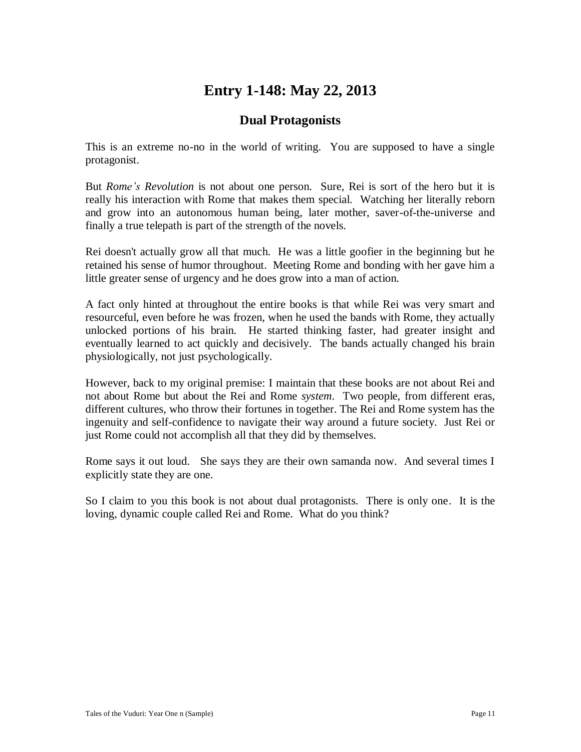# Entry 1-148: May 22, 2013

## Dual Protagonists

This is an extreme no-no in the world of writing. You are supposed to have a single protagonist.

But *Rome's Revolution* is not about one person. Sure, Rei is sort of the hero but it is really his interaction with Rome that makes them special. Watching her literally reborn and grow into an autonomous human being, later mother, saver-of-the-universe and finally a true telepath is part of the strength of the novels.

Rei doesn't actually grow all that much. He was a little goofier in the beginning but he retained his sense of humor throughout. Meeting Rome and bonding with her gave him a little greater sense of urgency and he does grow into a man of action.

A fact only hinted at throughout the entire books is that while Rei was very smart and resourceful, even before he was frozen, when he used the bands with Rome, they actually unlocked portions of his brain. He started thinking faster, had greater insight and eventually learned to act quickly and decisively. The bands actually changed his brain physiologically, not just psychologically.

However, back to my original premise: I maintain that these books are not about Rei and not about Rome but about the Rei and Rome *system*. Two people, from different eras, different cultures, who throw their fortunes in together. The Rei and Rome system has the ingenuity and self-confidence to navigate their way around a future society. Just Rei or just Rome could not accomplish all that they did by themselves.

Rome says it out loud. She says they are their own samanda now. And several times I explicitly state they are one.

So I claim to you this book is not about dual protagonists. There is only one. It is the loving, dynamic couple called Rei and Rome. What do you think?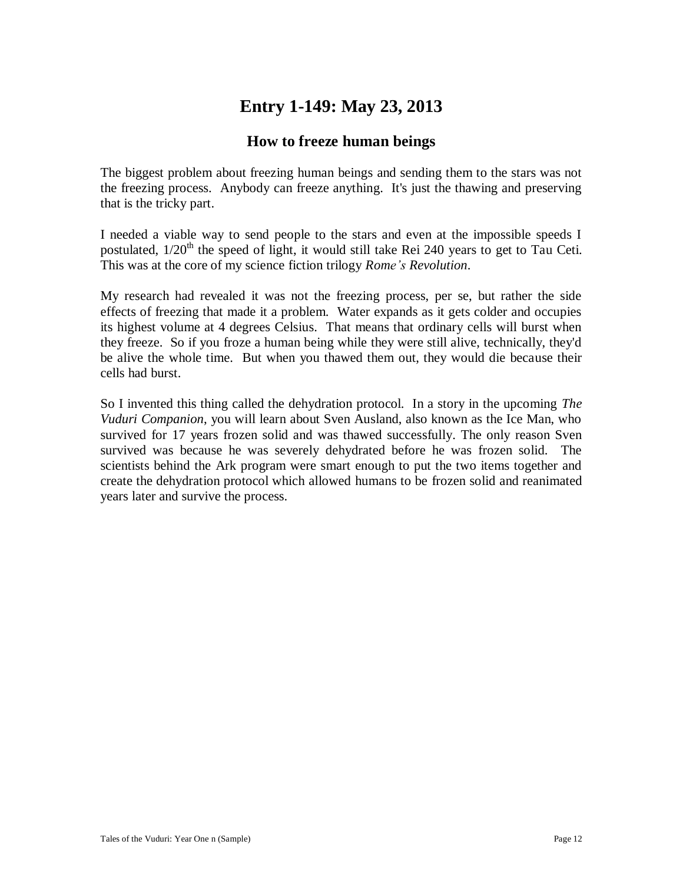# Entry 1-149: May 23, 2013

## How to freeze human beings

The biggest problem about freezing human beings and sending them to the stars was not the freezing process. Anybody can freeze anything. It's just the thawing and preserving that is the tricky part.

I needed a viable way to send people to the stars and even at the impossible speeds I postulated, $1/20^{th}$ the speed of light, it would still take Rei 240 years to get to Tau Ceti. This was at the core of my science fiction trilogy *Rome's Revolution*.

My research had revealed it was not the freezing process, per se, but rather the side effects of freezing that made it a problem. Water expands as it gets colder and occupies its highest volume at 4 degrees Celsius. That means that ordinary cells will burst when they freeze. So if you froze a human being while they were still alive, technically, they'd be alive the whole time. But when you thawed them out, they would die because their cells had burst.

So I invented this thing called the dehydration protocol. In a story in the upcoming *The Vuduri Companion*, you will learn about Sven Ausland, also known as the Ice Man, who survived for 17 years frozen solid and was thawed successfully. The only reason Sven survived was because he was severely dehydrated before he was frozen solid. The scientists behind the Ark program were smart enough to put the two items together and create the dehydration protocol which allowed humans to be frozen solid and reanimated years later and survive the process.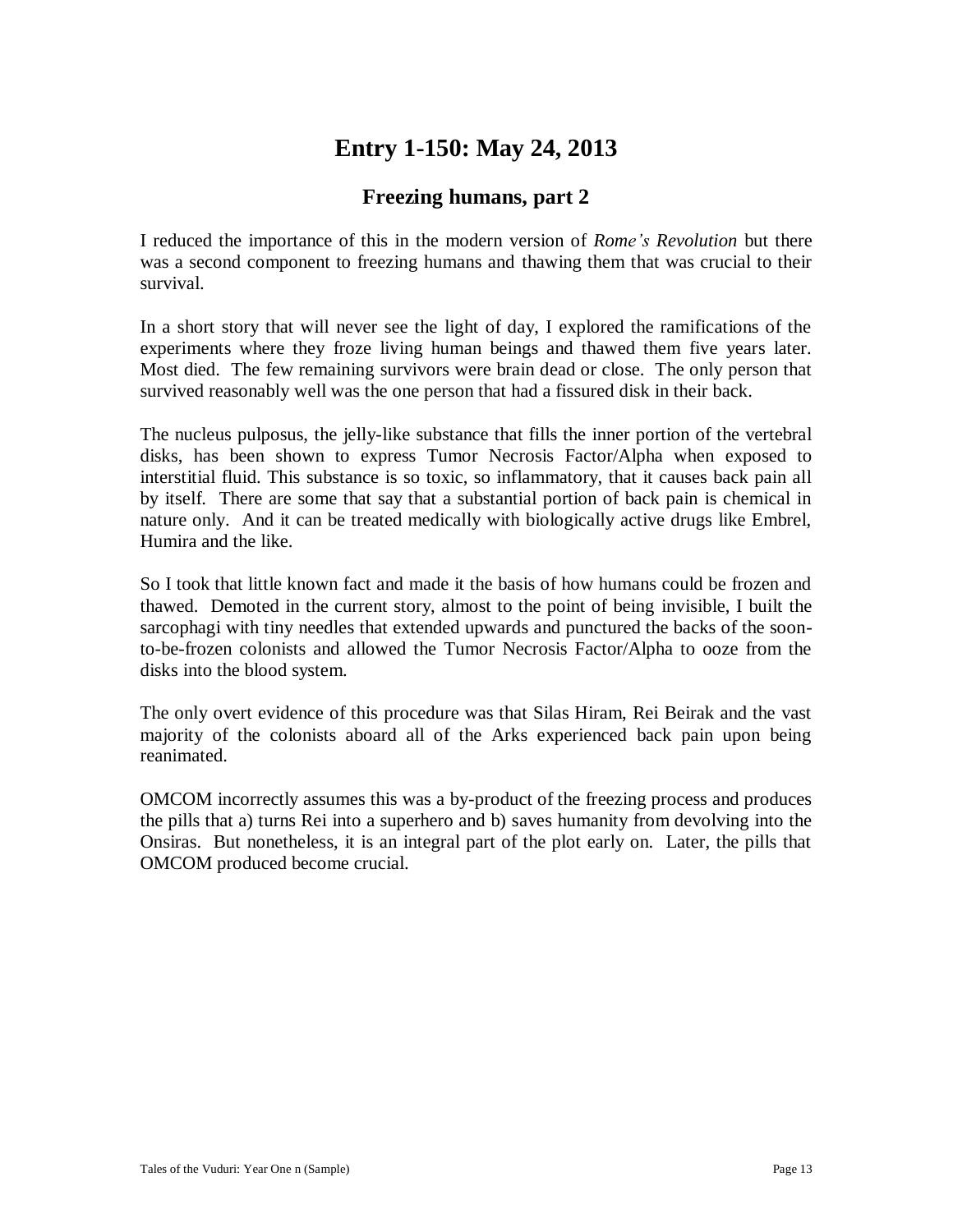# Entry 1-150: May 24, 2013

## Freezing humans, part 2

I reduced the importance of this in the modern version of *Rome's Revolution* but there was a second component to freezing humans and thawing them that was crucial to their survival.

In a short story that will never see the light of day, I explored the ramifications of the experiments where they froze living human beings and thawed them five years later. Most died. The few remaining survivors were brain dead or close. The only person that survived reasonably well was the one person that had a fissured disk in their back.

The nucleus pulposus, the jelly-like substance that fills the inner portion of the vertebral disks, has been shown to express Tumor Necrosis Factor/Alpha when exposed to interstitial fluid. This substance is so toxic, so inflammatory, that it causes back pain all by itself. There are some that say that a substantial portion of back pain is chemical in nature only. And it can be treated medically with biologically active drugs like Embrel, Humira and the like.

So I took that little known fact and made it the basis of how humans could be frozen and thawed. Demoted in the current story, almost to the point of being invisible, I built the sarcophagi with tiny needles that extended upwards and punctured the backs of the soon-to-be-frozen colonists and allowed the Tumor Necrosis Factor/Alpha to ooze from the disks into the blood system.

The only overt evidence of this procedure was that Silas Hiram, Rei Beirak and the vast majority of the colonists aboard all of the Arks experienced back pain upon being reanimated.

OMCOM incorrectly assumes this was a by-product of the freezing process and produces the pills that a) turns Rei into a superhero and b) saves humanity from devolving into the Onsiras. But nonetheless, it is an integral part of the plot early on. Later, the pills that OMCOM produced become crucial.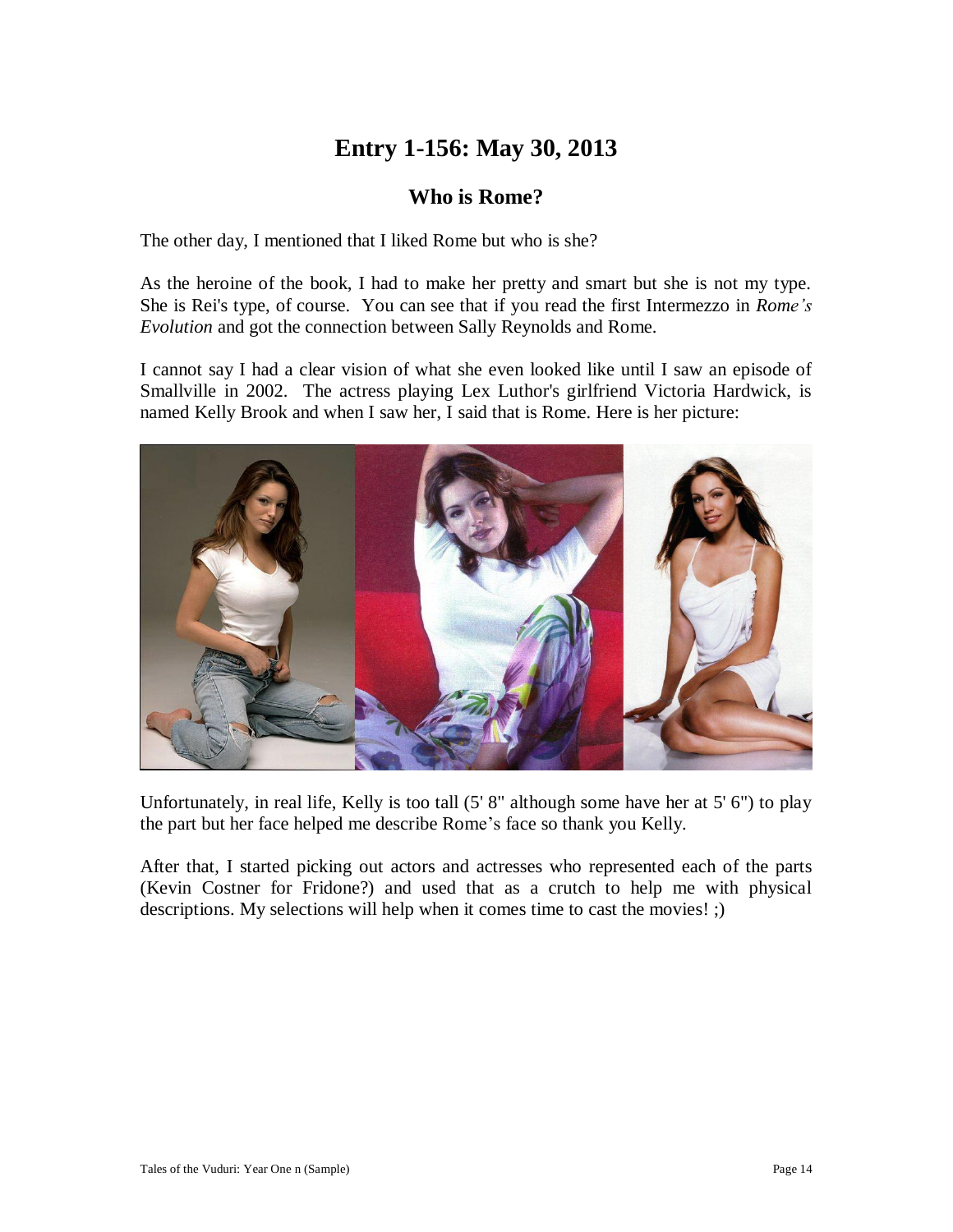# Entry 1-156: May 30, 2013

## Who is Rome?

The other day, I mentioned that I liked Rome but who is she?

As the heroine of the book, I had to make her pretty and smart but she is not my type. She is Rei's type, of course. You can see that if you read the first Intermezzo in *Rome's Evolution* and got the connection between Sally Reynolds and Rome.

I cannot say I had a clear vision of what she even looked like until I saw an episode of Smallville in 2002. The actress playing Lex Luthor's girlfriend Victoria Hardwick, is named Kelly Brook and when I saw her, I said that is Rome. Here is her picture:

Unfortunately, in real life, Kelly is too tall (5' 8" although some have her at 5' 6") to play the part but her face helped me describe Rome's face so thank you Kelly.

After that, I started picking out actors and actresses who represented each of the parts (Kevin Costner for Fridone?) and used that as a crutch to help me with physical descriptions. My selections will help when it comes time to cast the movies! ;)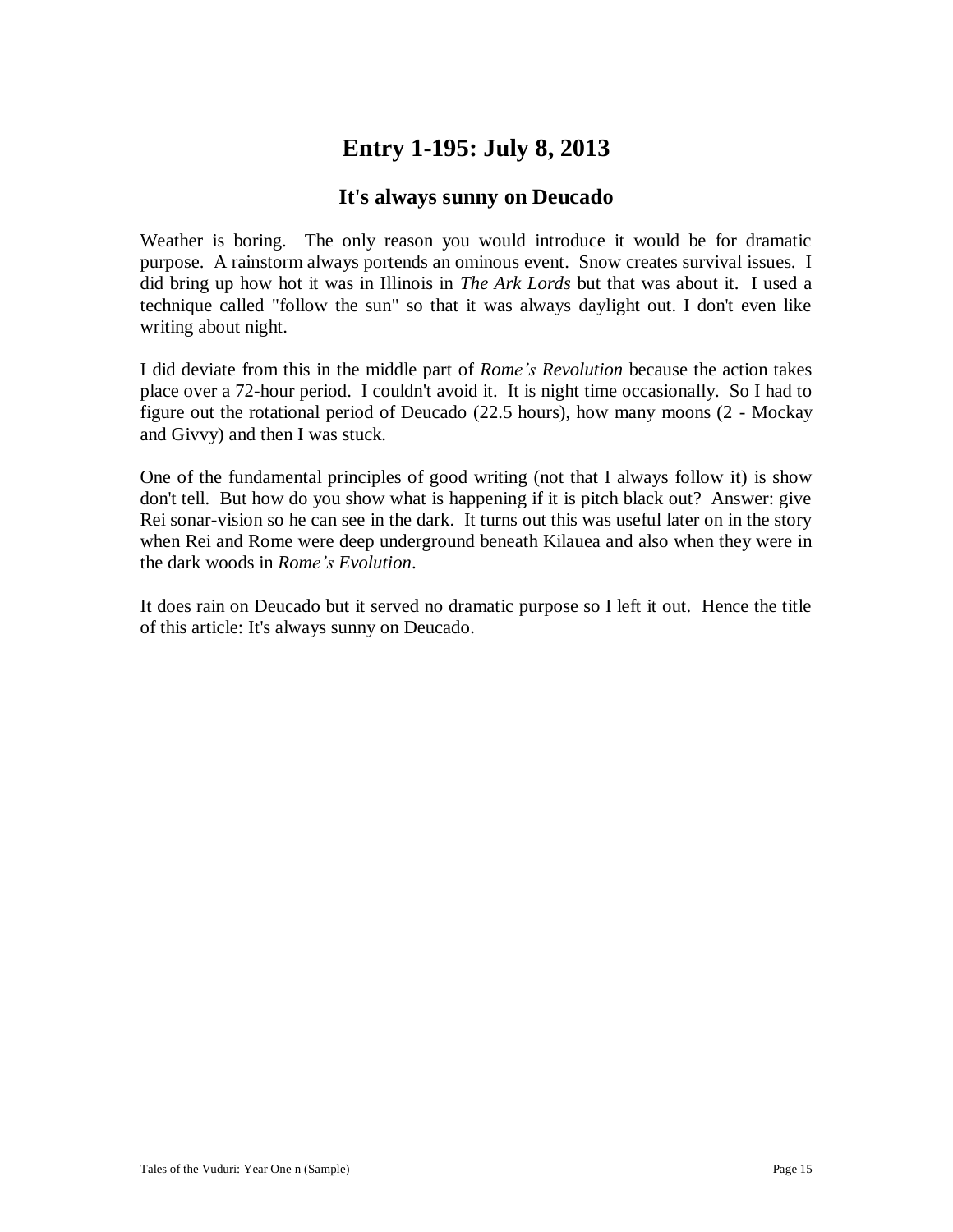# Entry 1-195: July 8, 2013

## It's always sunny on Deucado

Weather is boring. The only reason you would introduce it would be for dramatic purpose. A rainstorm always portends an ominous event. Snow creates survival issues. I did bring up how hot it was in Illinois in *The Ark Lords* but that was about it. I used a technique called "follow the sun" so that it was always daylight out. I don't even like writing about night.

I did deviate from this in the middle part of *Rome's Revolution* because the action takes place over a 72-hour period. I couldn't avoid it. It is night time occasionally. So I had to figure out the rotational period of Deucado (22.5 hours), how many moons (2 - Mockay and Givvy) and then I was stuck.

One of the fundamental principles of good writing (not that I always follow it) is show don't tell. But how do you show what is happening if it is pitch black out? Answer: give Rei sonar-vision so he can see in the dark. It turns out this was useful later on in the story when Rei and Rome were deep underground beneath Kilauea and also when they were in the dark woods in *Rome's Evolution*.

It does rain on Deucado but it served no dramatic purpose so I left it out. Hence the title of this article: It's always sunny on Deucado.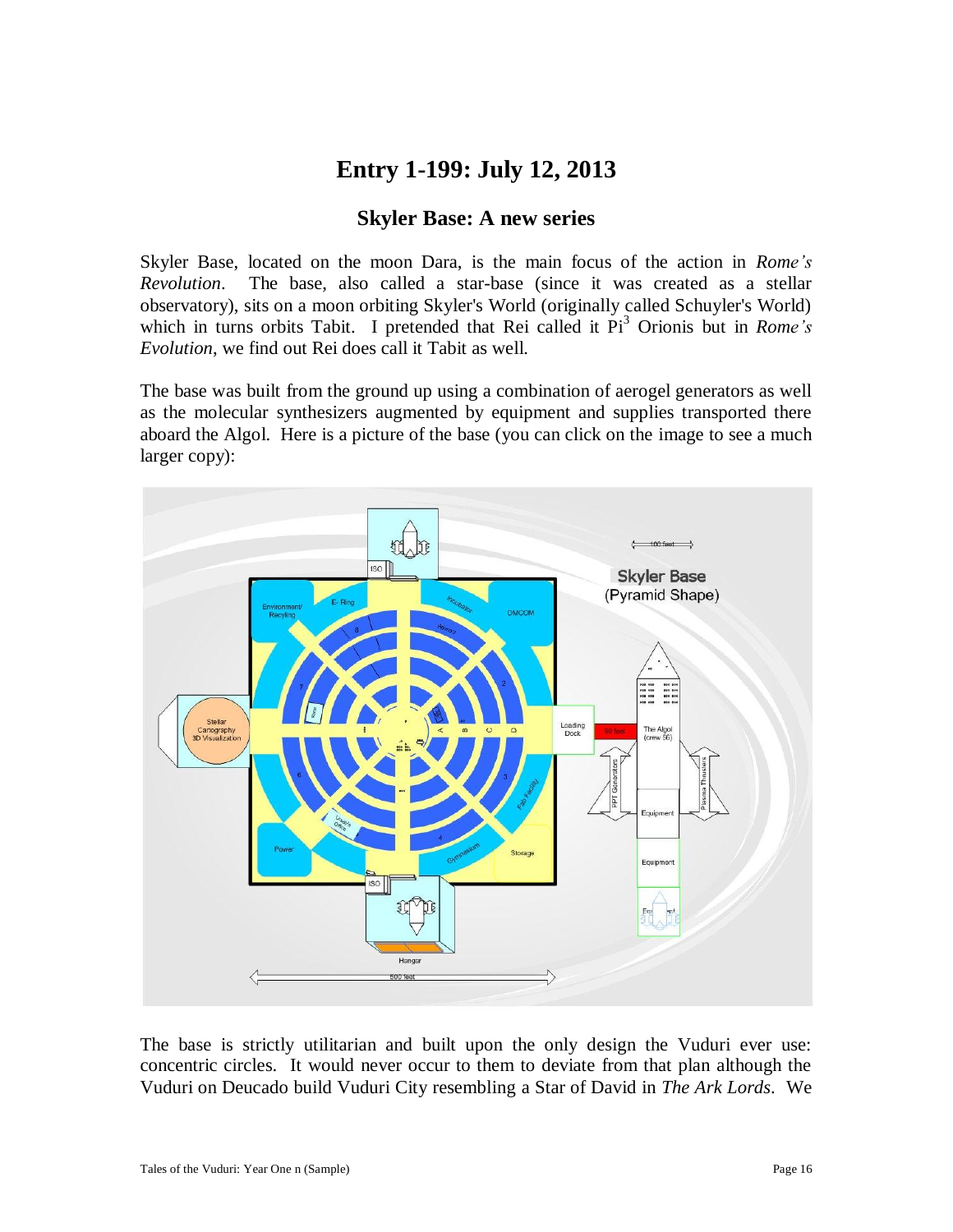# Entry 1-199: July 12, 2013

## Skyler Base: A new series

Skyler Base, located on the moon Dara, is the main focus of the action in *Rome's Revolution*. The base, also called a star-base (since it was created as a stellar observatory), sits on a moon orbiting Skyler's World (originally called Schuyler's World) which in turns orbits Tabit. I pretended that Rei called it Pi$^3$ Orionis but in *Rome's Evolution*, we find out Rei does call it Tabit as well.

The base was built from the ground up using a combination of aerogel generators as well as the molecular synthesizers augmented by equipment and supplies transported there aboard the Algol. Here is a picture of the base (you can click on the image to see a much larger copy):

The base is strictly utilitarian and built upon the only design the Vuduri ever use: concentric circles. It would never occur to them to deviate from that plan although the Vuduri on Deucado build Vuduri City resembling a Star of David in *The Ark Lords*. We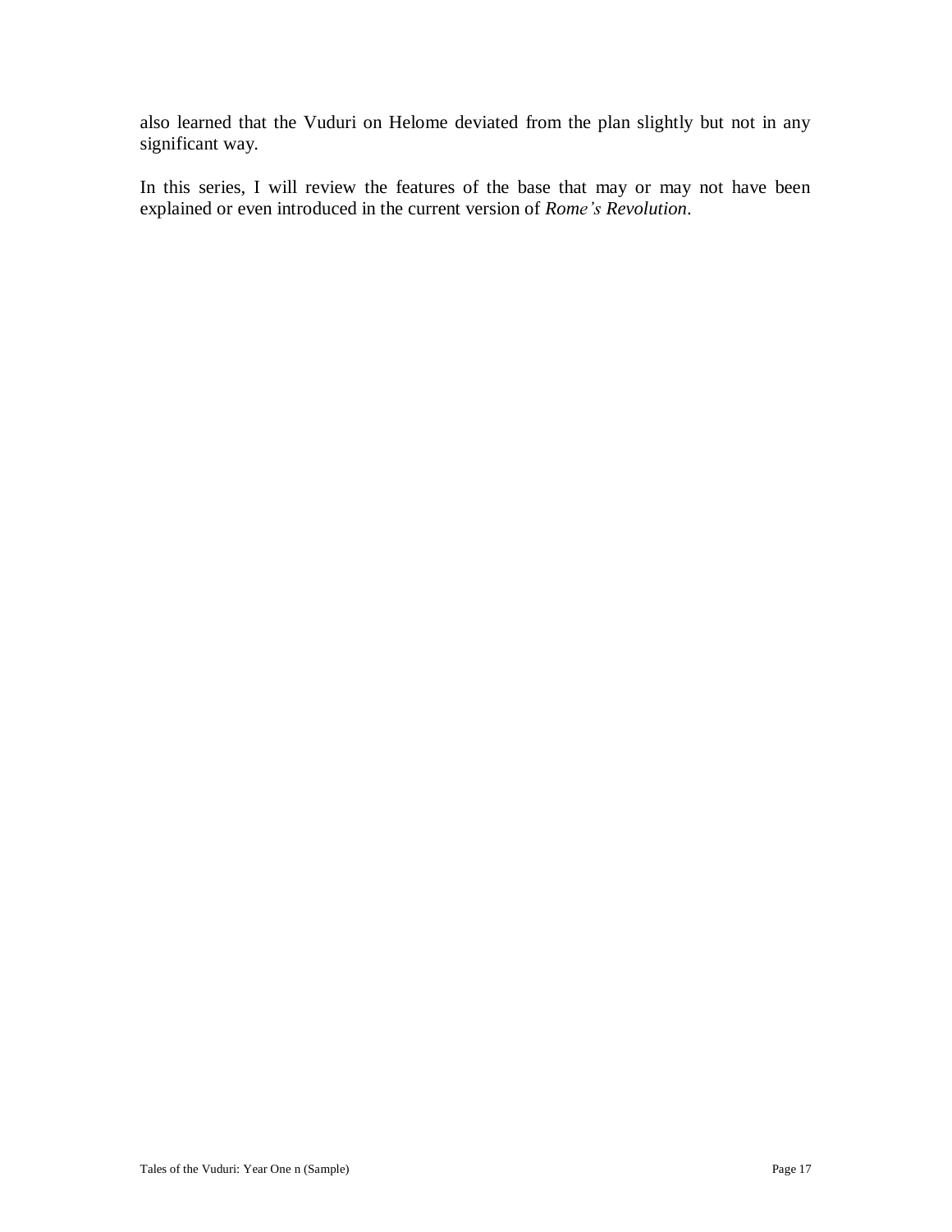also learned that the Vuduri on Helome deviated from the plan slightly but not in any significant way.

In this series, I will review the features of the base that may or may not have been explained or even introduced in the current version of *Rome's Revolution*.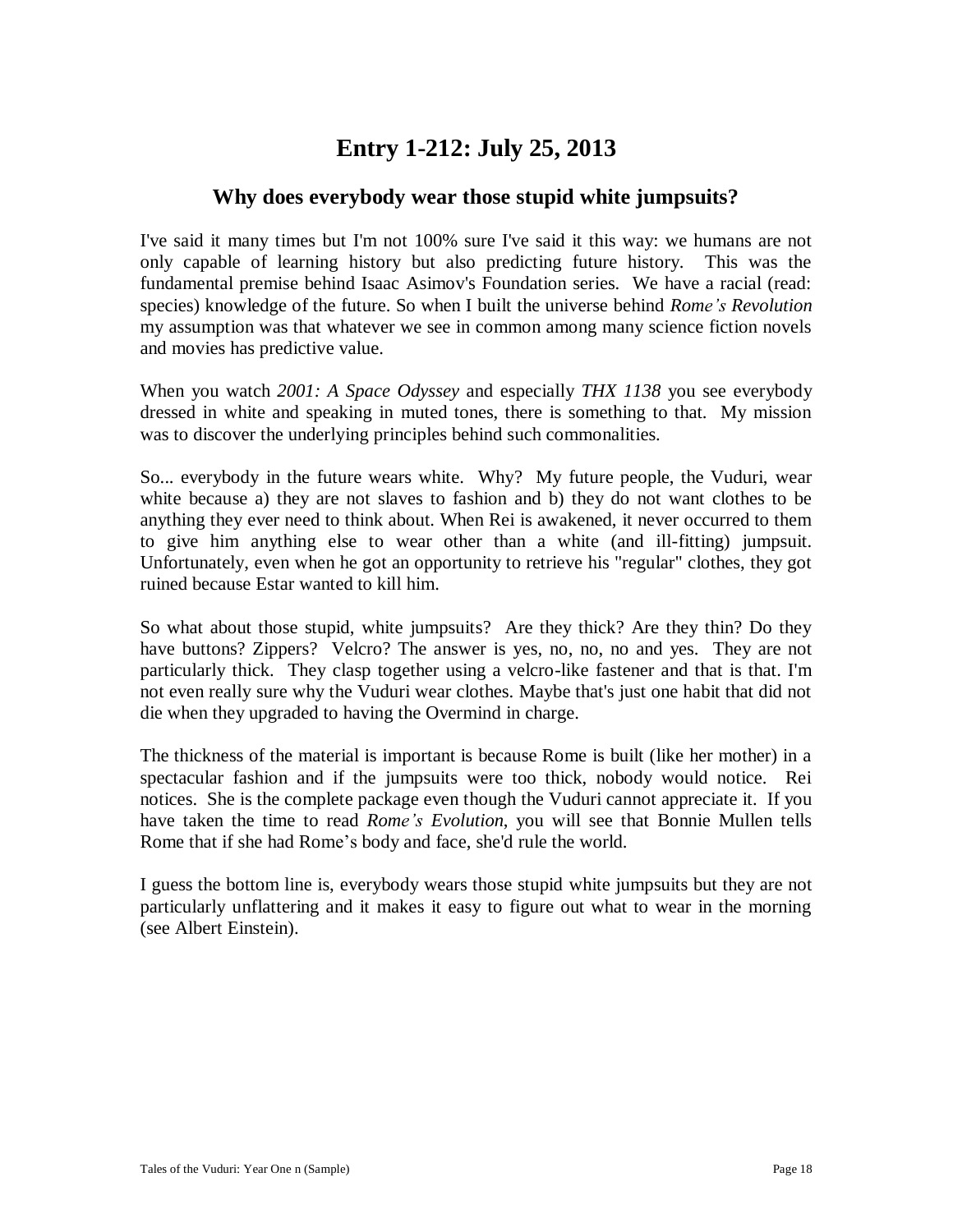# Entry 1-212: July 25, 2013

## Why does everybody wear those stupid white jumpsuits?

I've said it many times but I'm not 100% sure I've said it this way: we humans are not only capable of learning history but also predicting future history. This was the fundamental premise behind Isaac Asimov's Foundation series. We have a racial (read: species) knowledge of the future. So when I built the universe behind *Rome's Revolution* my assumption was that whatever we see in common among many science fiction novels and movies has predictive value.

When you watch *2001: A Space Odyssey* and especially *THX 1138* you see everybody dressed in white and speaking in muted tones, there is something to that. My mission was to discover the underlying principles behind such commonalities.

So... everybody in the future wears white. Why? My future people, the Vuduri, wear white because a) they are not slaves to fashion and b) they do not want clothes to be anything they ever need to think about. When Rei is awakened, it never occurred to them to give him anything else to wear other than a white (and ill-fitting) jumpsuit. Unfortunately, even when he got an opportunity to retrieve his "regular" clothes, they got ruined because Estar wanted to kill him.

So what about those stupid, white jumpsuits? Are they thick? Are they thin? Do they have buttons? Zippers? Velcro? The answer is yes, no, no, no and yes. They are not particularly thick. They clasp together using a velcro-like fastener and that is that. I'm not even really sure why the Vuduri wear clothes. Maybe that's just one habit that did not die when they upgraded to having the Overmind in charge.

The thickness of the material is important is because Rome is built (like her mother) in a spectacular fashion and if the jumpsuits were too thick, nobody would notice. Rei notices. She is the complete package even though the Vuduri cannot appreciate it. If you have taken the time to read *Rome's Evolution*, you will see that Bonnie Mullen tells Rome that if she had Rome's body and face, she'd rule the world.

I guess the bottom line is, everybody wears those stupid white jumpsuits but they are not particularly unflattering and it makes it easy to figure out what to wear in the morning (see Albert Einstein).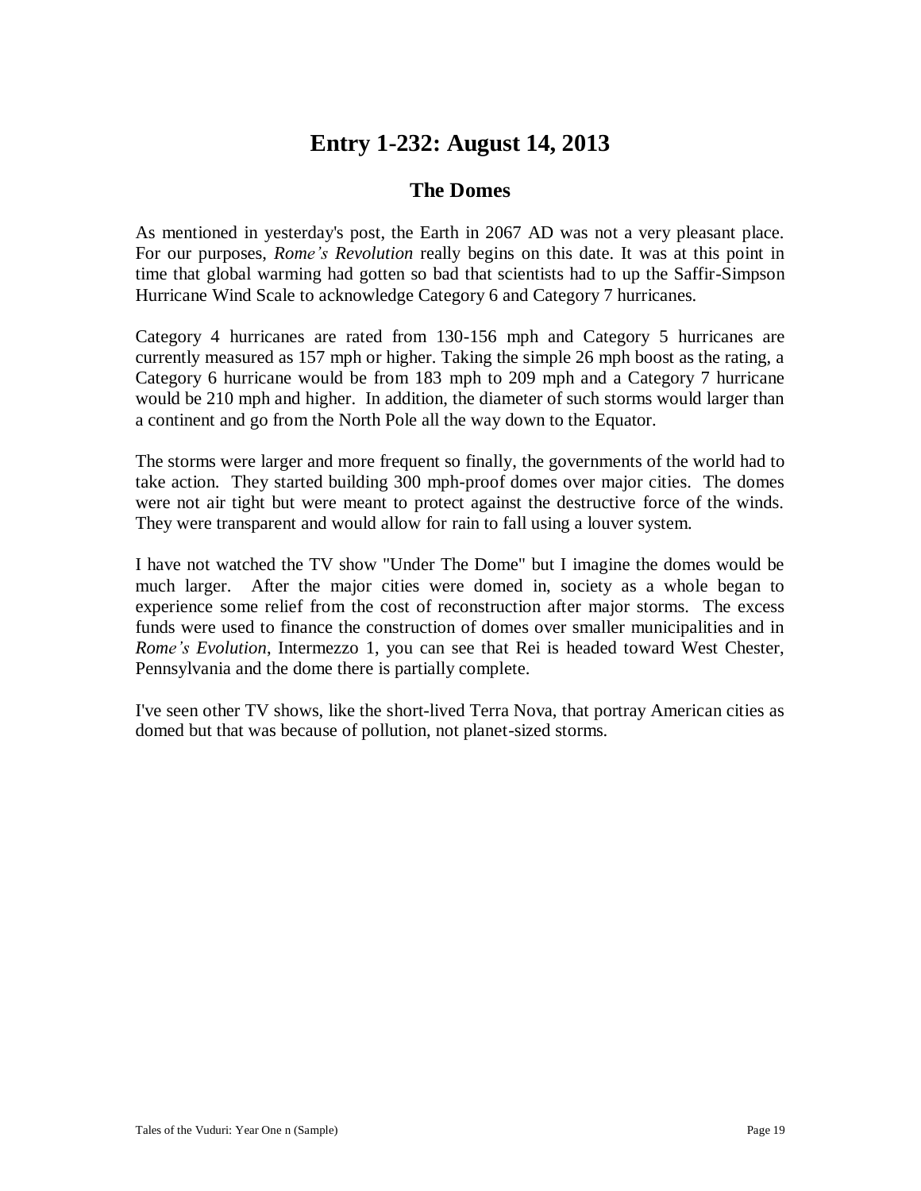# Entry 1-232: August 14, 2013

## The Domes

As mentioned in yesterday's post, the Earth in 2067 AD was not a very pleasant place. For our purposes, *Rome's Revolution* really begins on this date. It was at this point in time that global warming had gotten so bad that scientists had to up the Saffir-Simpson Hurricane Wind Scale to acknowledge Category 6 and Category 7 hurricanes.

Category 4 hurricanes are rated from 130-156 mph and Category 5 hurricanes are currently measured as 157 mph or higher. Taking the simple 26 mph boost as the rating, a Category 6 hurricane would be from 183 mph to 209 mph and a Category 7 hurricane would be 210 mph and higher. In addition, the diameter of such storms would larger than a continent and go from the North Pole all the way down to the Equator.

The storms were larger and more frequent so finally, the governments of the world had to take action. They started building 300 mph-proof domes over major cities. The domes were not air tight but were meant to protect against the destructive force of the winds. They were transparent and would allow for rain to fall using a louver system.

I have not watched the TV show "Under The Dome" but I imagine the domes would be much larger. After the major cities were domed in, society as a whole began to experience some relief from the cost of reconstruction after major storms. The excess funds were used to finance the construction of domes over smaller municipalities and in *Rome's Evolution*, Intermezzo 1, you can see that Rei is headed toward West Chester, Pennsylvania and the dome there is partially complete.

I've seen other TV shows, like the short-lived Terra Nova, that portray American cities as domed but that was because of pollution, not planet-sized storms.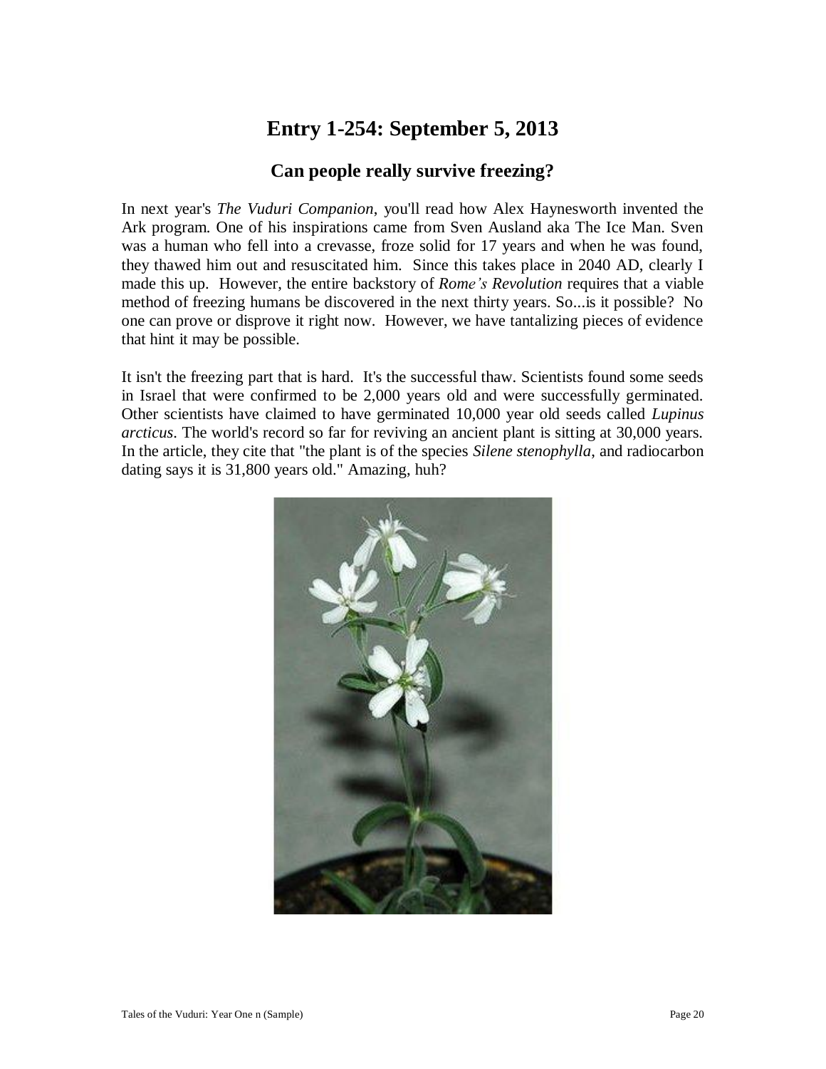# Entry 1-254: September 5, 2013

## Can people really survive freezing?

In next year's *The Vuduri Companion*, you'll read how Alex Haynesworth invented the Ark program. One of his inspirations came from Sven Ausland aka The Ice Man. Sven was a human who fell into a crevasse, froze solid for 17 years and when he was found, they thawed him out and resuscitated him. Since this takes place in 2040 AD, clearly I made this up. However, the entire backstory of *Rome's Revolution* requires that a viable method of freezing humans be discovered in the next thirty years. So...is it possible? No one can prove or disprove it right now. However, we have tantalizing pieces of evidence that hint it may be possible.

It isn't the freezing part that is hard. It's the successful thaw. Scientists found some seeds in Israel that were confirmed to be 2,000 years old and were successfully germinated. Other scientists have claimed to have germinated 10,000 year old seeds called *Lupinus arcticus*. The world's record so far for reviving an ancient plant is sitting at 30,000 years. In the article, they cite that "the plant is of the species *Silene stenophylla*, and radiocarbon dating says it is 31,800 years old." Amazing, huh?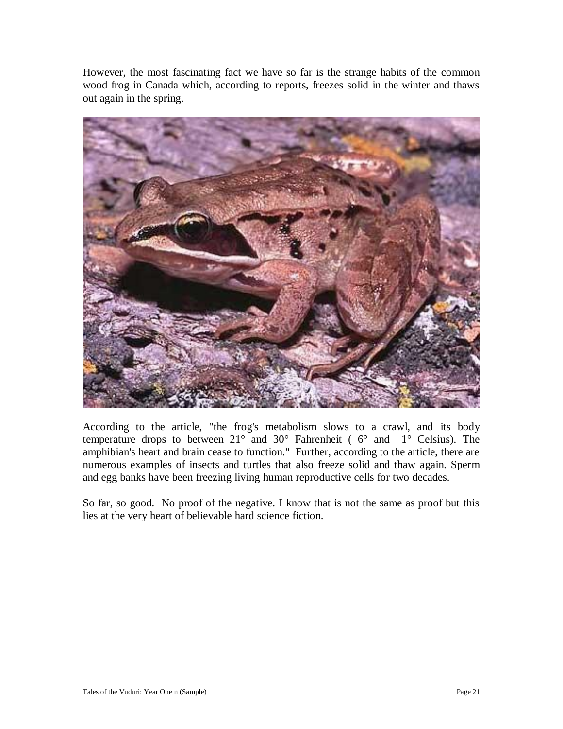However, the most fascinating fact we have so far is the strange habits of the common wood frog in Canada which, according to reports, freezes solid in the winter and thaws out again in the spring.

According to the article, "the frog's metabolism slows to a crawl, and its body temperature drops to between 21° and 30° Fahrenheit (–6° and –1° Celsius). The amphibian's heart and brain cease to function." Further, according to the article, there are numerous examples of insects and turtles that also freeze solid and thaw again. Sperm and egg banks have been freezing living human reproductive cells for two decades.

So far, so good. No proof of the negative. I know that is not the same as proof but this lies at the very heart of believable hard science fiction.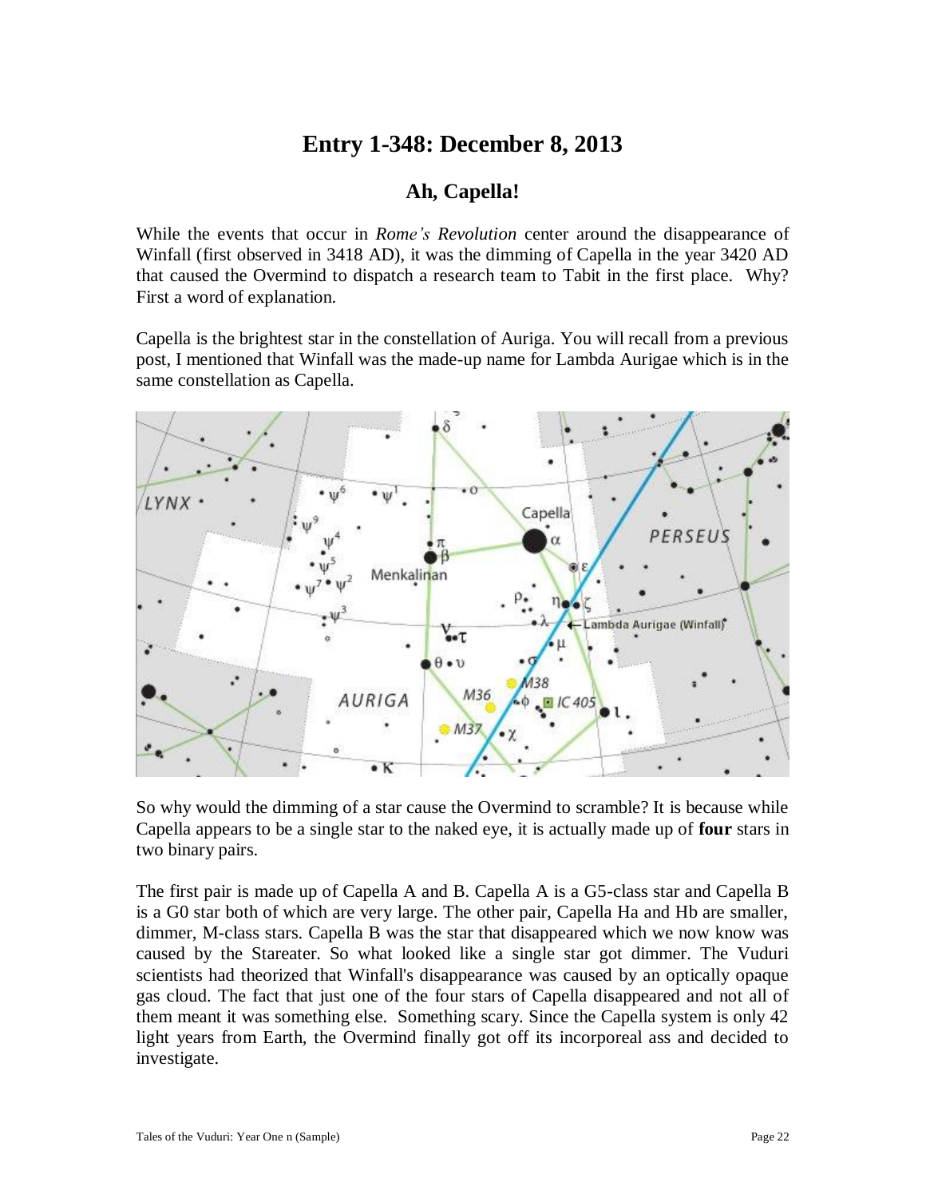# Entry 1-348: December 8, 2013

## Ah, Capella!

While the events that occur in *Rome's Revolution* center around the disappearance of Winfall (first observed in 3418 AD), it was the dimming of Capella in the year 3420 AD that caused the Overmind to dispatch a research team to Tabit in the first place. Why? First a word of explanation.

Capella is the brightest star in the constellation of Auriga. You will recall from a previous post, I mentioned that Winfall was the made-up name for Lambda Aurigae which is in the same constellation as Capella.

So why would the dimming of a star cause the Overmind to scramble? It is because while Capella appears to be a single star to the naked eye, it is actually made up of **four** stars in two binary pairs.

The first pair is made up of Capella A and B. Capella A is a G5-class star and Capella B is a G0 star both of which are very large. The other pair, Capella Ha and Hb are smaller, dimmer, M-class stars. Capella B was the star that disappeared which we now know was caused by the Stareater. So what looked like a single star got dimmer. The Vuduri scientists had theorized that Winfall's disappearance was caused by an optically opaque gas cloud. The fact that just one of the four stars of Capella disappeared and not all of them meant it was something else. Something scary. Since the Capella system is only 42 light years from Earth, the Overmind finally got off its incorporeal ass and decided to investigate.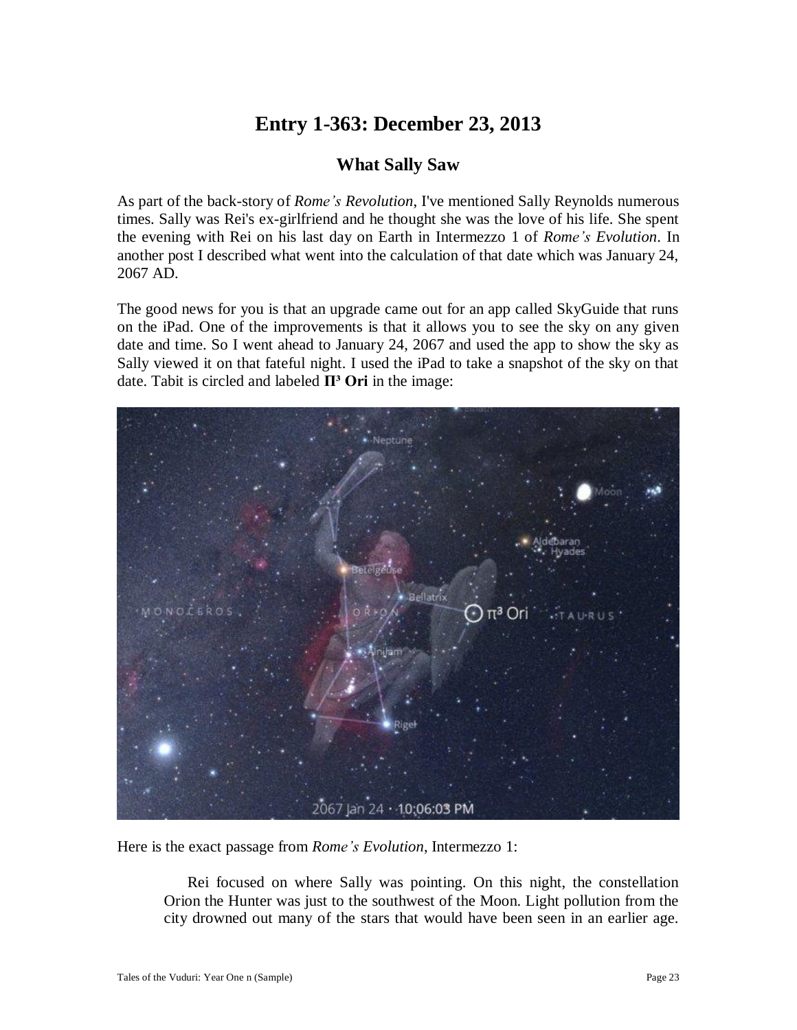# Entry 1-363: December 23, 2013

## What Sally Saw

As part of the back-story of *Rome's Revolution*, I've mentioned Sally Reynolds numerous times. Sally was Rei's ex-girlfriend and he thought she was the love of his life. She spent the evening with Rei on his last day on Earth in Intermezzo 1 of *Rome's Evolution*. In another post I described what went into the calculation of that date which was January 24, 2067 AD.

The good news for you is that an upgrade came out for an app called SkyGuide that runs on the iPad. One of the improvements is that it allows you to see the sky on any given date and time. So I went ahead to January 24, 2067 and used the app to show the sky as Sally viewed it on that fateful night. I used the iPad to take a snapshot of the sky on that date. Tabit is circled and labeled **Π³ Ori** in the image:

Here is the exact passage from *Rome's Evolution*, Intermezzo 1:

> Rei focused on where Sally was pointing. On this night, the constellation Orion the Hunter was just to the southwest of the Moon. Light pollution from the city drowned out many of the stars that would have been seen in an earlier age.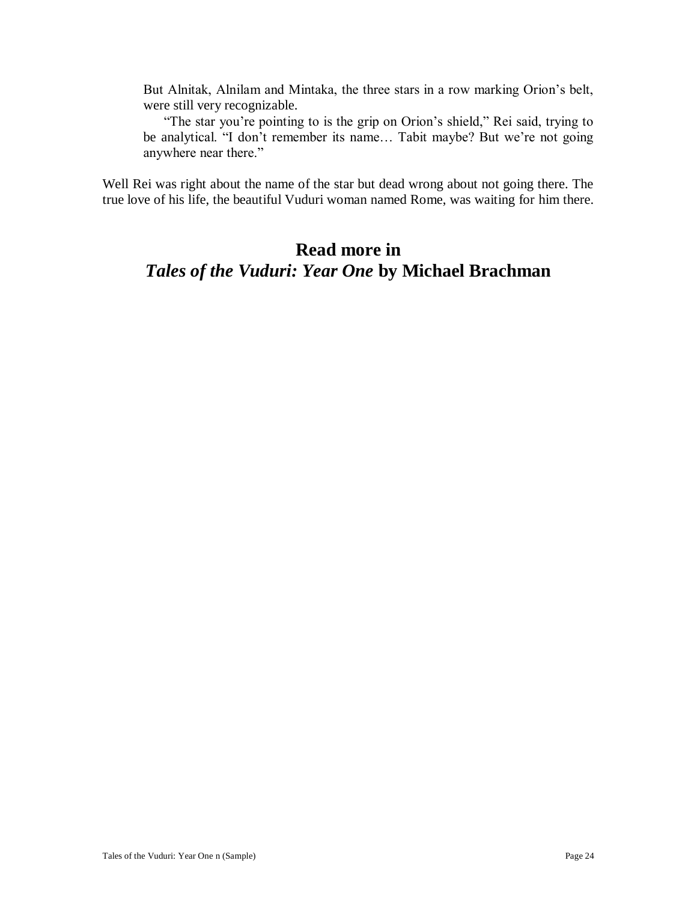But Alnitak, Alnilam and Mintaka, the three stars in a row marking Orion's belt, were still very recognizable.

"The star you're pointing to is the grip on Orion's shield," Rei said, trying to be analytical. "I don't remember its name… Tabit maybe? But we're not going anywhere near there."

Well Rei was right about the name of the star but dead wrong about not going there. The true love of his life, the beautiful Vuduri woman named Rome, was waiting for him there.

## Read more in *Tales of the Vuduri: Year One* by Michael Brachman